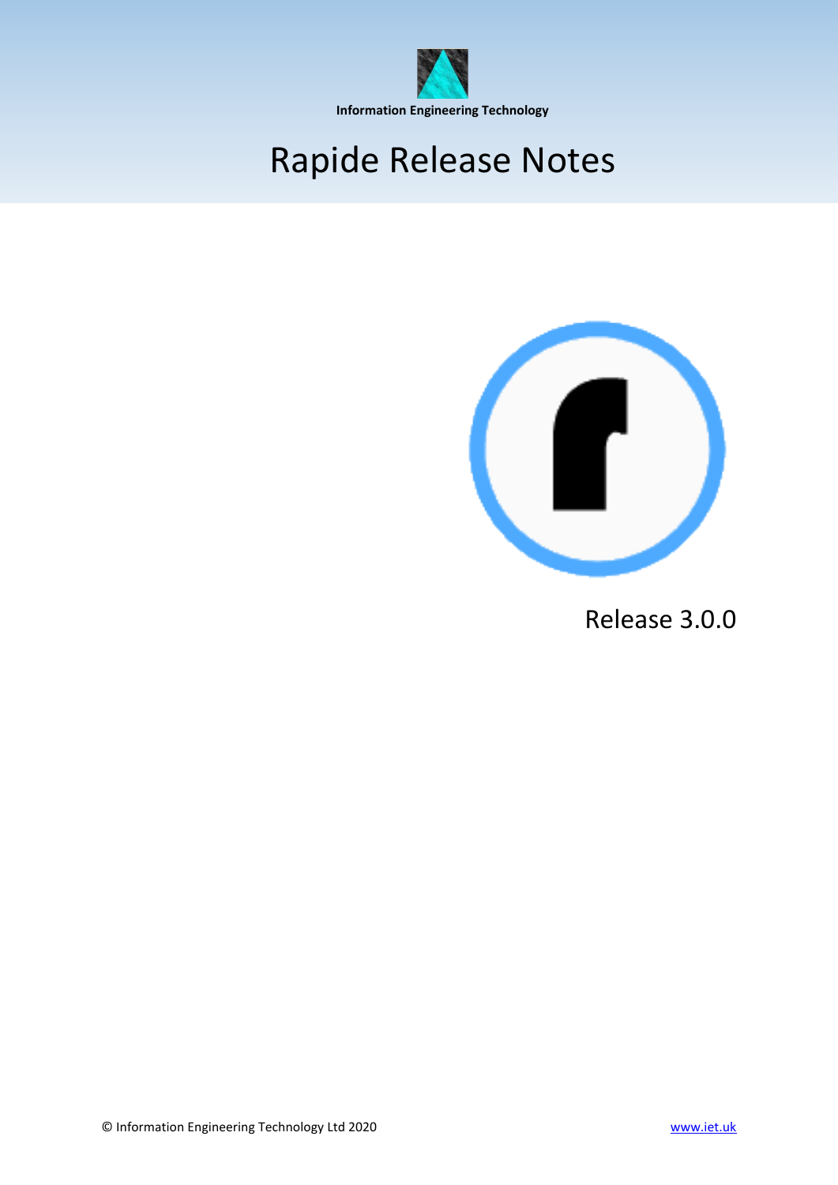Information Engineering Technology

# Rapide Release Notes

Release 3.0.0

© Information Engineering Technology Ltd 2020

www.iet.uk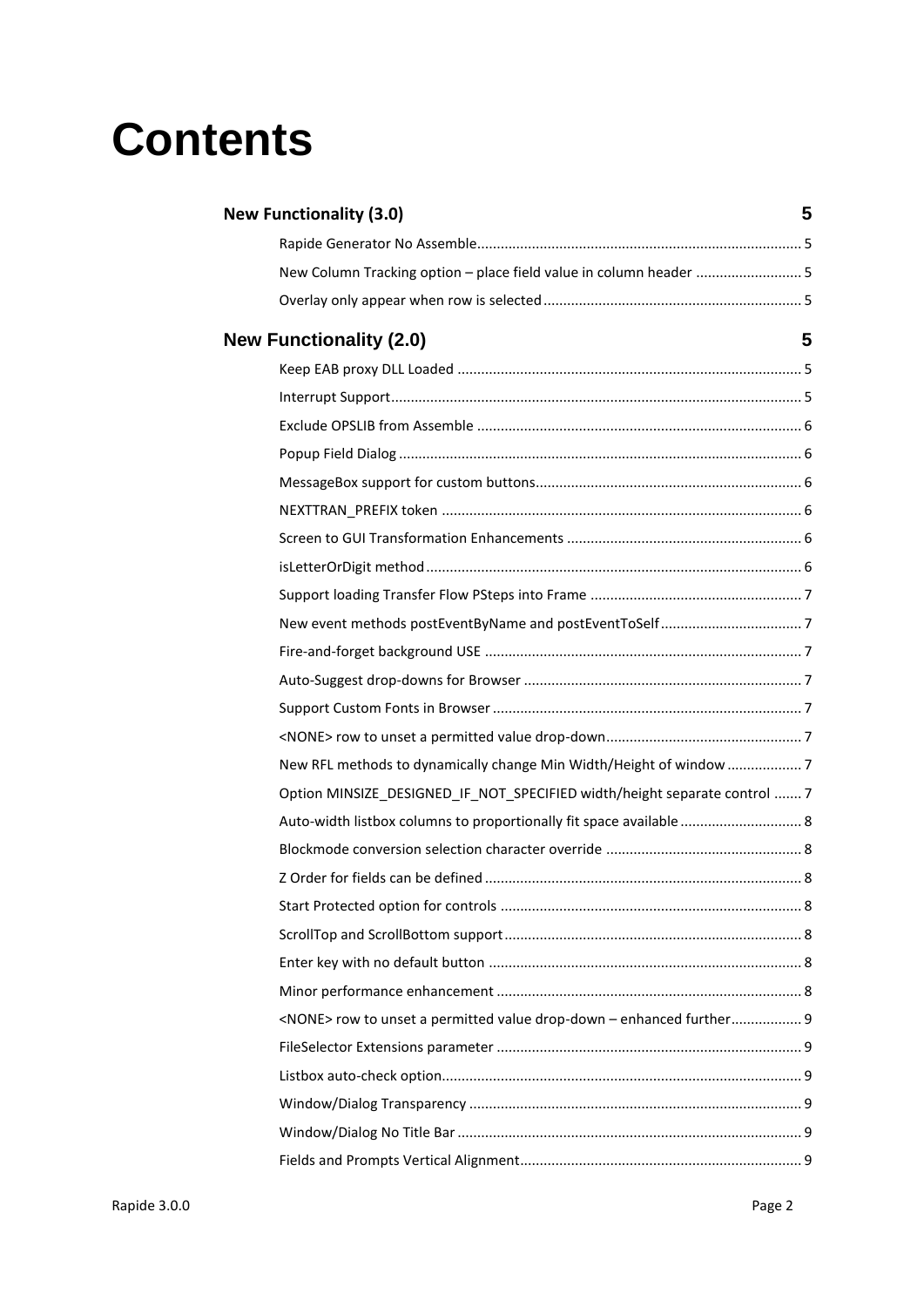# Contents

**New Functionality (3.0)** 5

- Rapide Generator No Assemble 5
- New Column Tracking option – place field value in column header 5
- Overlay only appear when row is selected 5

**New Functionality (2.0)** 5

- Keep EAB proxy DLL Loaded 5
- Interrupt Support 5
- Exclude OPSLIB from Assemble 6
- Popup Field Dialog 6
- MessageBox support for custom buttons 6
- NEXTTRAN_PREFIX token 6
- Screen to GUI Transformation Enhancements 6
- isLetterOrDigit method 6
- Support loading Transfer Flow PSteps into Frame 7
- New event methods postEventByName and postEventToSelf 7
- Fire-and-forget background USE 7
- Auto-Suggest drop-downs for Browser 7
- Support Custom Fonts in Browser 7
- <NONE> row to unset a permitted value drop-down 7
- New RFL methods to dynamically change Min Width/Height of window 7
- Option MINSIZE_DESIGNED_IF_NOT_SPECIFIED width/height separate control 7
- Auto-width listbox columns to proportionally fit space available 8
- Blockmode conversion selection character override 8
- Z Order for fields can be defined 8
- Start Protected option for controls 8
- ScrollTop and ScrollBottom support 8
- Enter key with no default button 8
- Minor performance enhancement 8
- <NONE> row to unset a permitted value drop-down – enhanced further 9
- FileSelector Extensions parameter 9
- Listbox auto-check option 9
- Window/Dialog Transparency 9
- Window/Dialog No Title Bar 9
- Fields and Prompts Vertical Alignment 9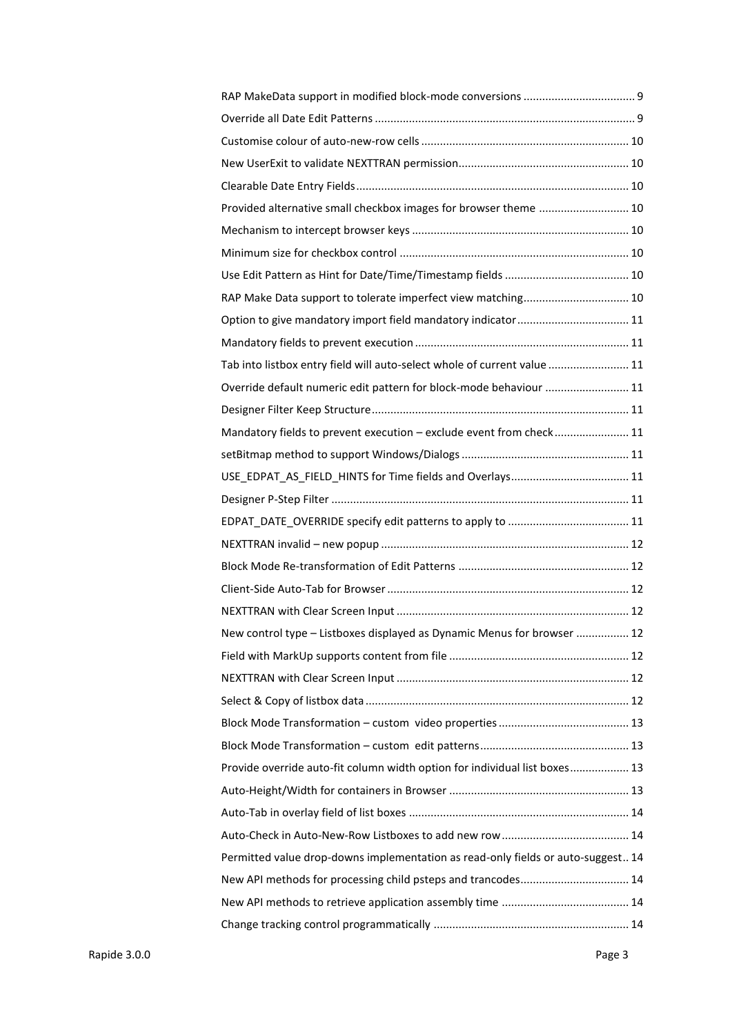RAP MakeData support in modified block-mode conversions ... 9
Override all Date Edit Patterns ... 9
Customise colour of auto-new-row cells ... 10
New UserExit to validate NEXTTRAN permission ... 10
Clearable Date Entry Fields ... 10
Provided alternative small checkbox images for browser theme ... 10
Mechanism to intercept browser keys ... 10
Minimum size for checkbox control ... 10
Use Edit Pattern as Hint for Date/Time/Timestamp fields ... 10
RAP Make Data support to tolerate imperfect view matching ... 10
Option to give mandatory import field mandatory indicator ... 11
Mandatory fields to prevent execution ... 11
Tab into listbox entry field will auto-select whole of current value ... 11
Override default numeric edit pattern for block-mode behaviour ... 11
Designer Filter Keep Structure ... 11
Mandatory fields to prevent execution – exclude event from check ... 11
setBitmap method to support Windows/Dialogs ... 11
USE_EDPAT_AS_FIELD_HINTS for Time fields and Overlays ... 11
Designer P-Step Filter ... 11
EDPAT_DATE_OVERRIDE specify edit patterns to apply to ... 11
NEXTTRAN invalid – new popup ... 12
Block Mode Re-transformation of Edit Patterns ... 12
Client-Side Auto-Tab for Browser ... 12
NEXTTRAN with Clear Screen Input ... 12
New control type – Listboxes displayed as Dynamic Menus for browser ... 12
Field with MarkUp supports content from file ... 12
NEXTTRAN with Clear Screen Input ... 12
Select & Copy of listbox data ... 12
Block Mode Transformation – custom video properties ... 13
Block Mode Transformation – custom edit patterns ... 13
Provide override auto-fit column width option for individual list boxes ... 13
Auto-Height/Width for containers in Browser ... 13
Auto-Tab in overlay field of list boxes ... 14
Auto-Check in Auto-New-Row Listboxes to add new row ... 14
Permitted value drop-downs implementation as read-only fields or auto-suggest ... 14
New API methods for processing child psteps and trancodes ... 14
New API methods to retrieve application assembly time ... 14
Change tracking control programmatically ... 14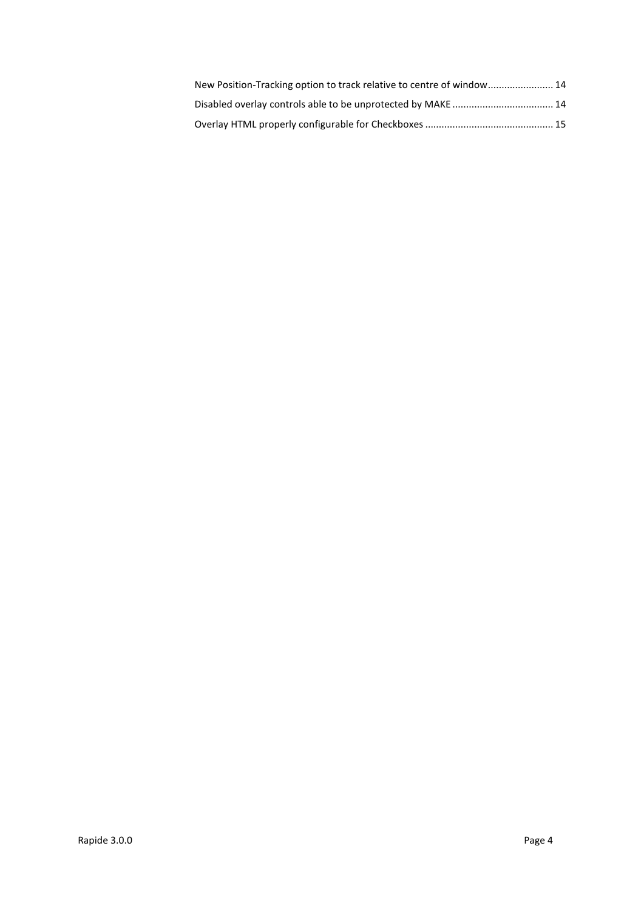New Position-Tracking option to track relative to centre of window ........................ 14

Disabled overlay controls able to be unprotected by MAKE .................................... 14

Overlay HTML properly configurable for Checkboxes .............................................. 15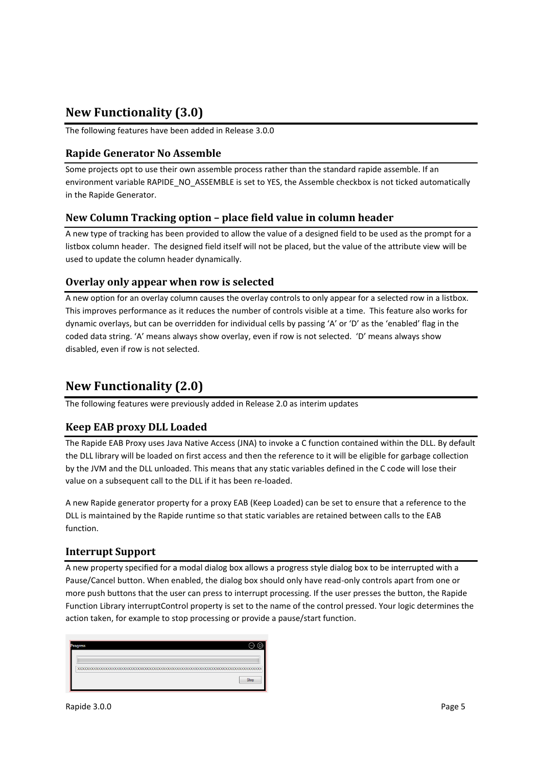# New Functionality (3.0)

The following features have been added in Release 3.0.0

## Rapide Generator No Assemble

Some projects opt to use their own assemble process rather than the standard rapide assemble. If an environment variable RAPIDE_NO_ASSEMBLE is set to YES, the Assemble checkbox is not ticked automatically in the Rapide Generator.

## New Column Tracking option – place field value in column header

A new type of tracking has been provided to allow the value of a designed field to be used as the prompt for a listbox column header. The designed field itself will not be placed, but the value of the attribute view will be used to update the column header dynamically.

## Overlay only appear when row is selected

A new option for an overlay column causes the overlay controls to only appear for a selected row in a listbox. This improves performance as it reduces the number of controls visible at a time. This feature also works for dynamic overlays, but can be overridden for individual cells by passing 'A' or 'D' as the 'enabled' flag in the coded data string. 'A' means always show overlay, even if row is not selected. 'D' means always show disabled, even if row is not selected.

# New Functionality (2.0)

The following features were previously added in Release 2.0 as interim updates

## Keep EAB proxy DLL Loaded

The Rapide EAB Proxy uses Java Native Access (JNA) to invoke a C function contained within the DLL. By default the DLL library will be loaded on first access and then the reference to it will be eligible for garbage collection by the JVM and the DLL unloaded. This means that any static variables defined in the C code will lose their value on a subsequent call to the DLL if it has been re-loaded.

A new Rapide generator property for a proxy EAB (Keep Loaded) can be set to ensure that a reference to the DLL is maintained by the Rapide runtime so that static variables are retained between calls to the EAB function.

## Interrupt Support

A new property specified for a modal dialog box allows a progress style dialog box to be interrupted with a Pause/Cancel button. When enabled, the dialog box should only have read-only controls apart from one or more push buttons that the user can press to interrupt processing. If the user presses the button, the Rapide Function Library interruptControl property is set to the name of the control pressed. Your logic determines the action taken, for example to stop processing or provide a pause/start function.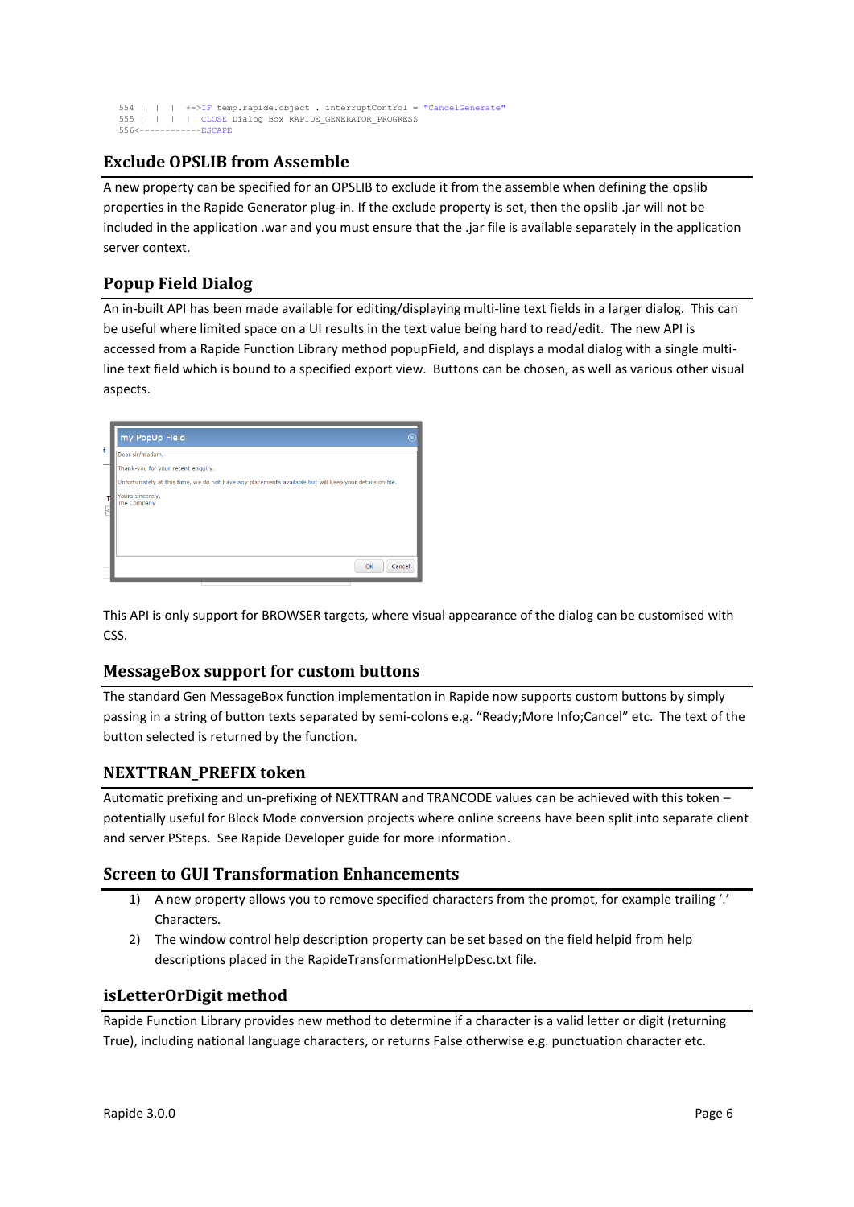```
554 |   |   |   +->IF temp.rapide.object . interruptControl = "CancelGenerate"
555 |   |   |   |   CLOSE Dialog Box RAPIDE_GENERATOR_PROGRESS
556<------------ESCAPE
```

## Exclude OPSLIB from Assemble

A new property can be specified for an OPSLIB to exclude it from the assemble when defining the opslib properties in the Rapide Generator plug-in. If the exclude property is set, then the opslib .jar will not be included in the application .war and you must ensure that the .jar file is available separately in the application server context.

## Popup Field Dialog

An in-built API has been made available for editing/displaying multi-line text fields in a larger dialog. This can be useful where limited space on a UI results in the text value being hard to read/edit. The new API is accessed from a Rapide Function Library method popupField, and displays a modal dialog with a single multi-line text field which is bound to a specified export view. Buttons can be chosen, as well as various other visual aspects.

This API is only support for BROWSER targets, where visual appearance of the dialog can be customised with CSS.

## MessageBox support for custom buttons

The standard Gen MessageBox function implementation in Rapide now supports custom buttons by simply passing in a string of button texts separated by semi-colons e.g. “Ready;More Info;Cancel” etc. The text of the button selected is returned by the function.

## NEXTTRAN_PREFIX token

Automatic prefixing and un-prefixing of NEXTTRAN and TRANCODE values can be achieved with this token – potentially useful for Block Mode conversion projects where online screens have been split into separate client and server PSteps. See Rapide Developer guide for more information.

## Screen to GUI Transformation Enhancements

1) A new property allows you to remove specified characters from the prompt, for example trailing ‘.’ Characters.
2) The window control help description property can be set based on the field helpid from help descriptions placed in the RapideTransformationHelpDesc.txt file.

## isLetterOrDigit method

Rapide Function Library provides new method to determine if a character is a valid letter or digit (returning True), including national language characters, or returns False otherwise e.g. punctuation character etc.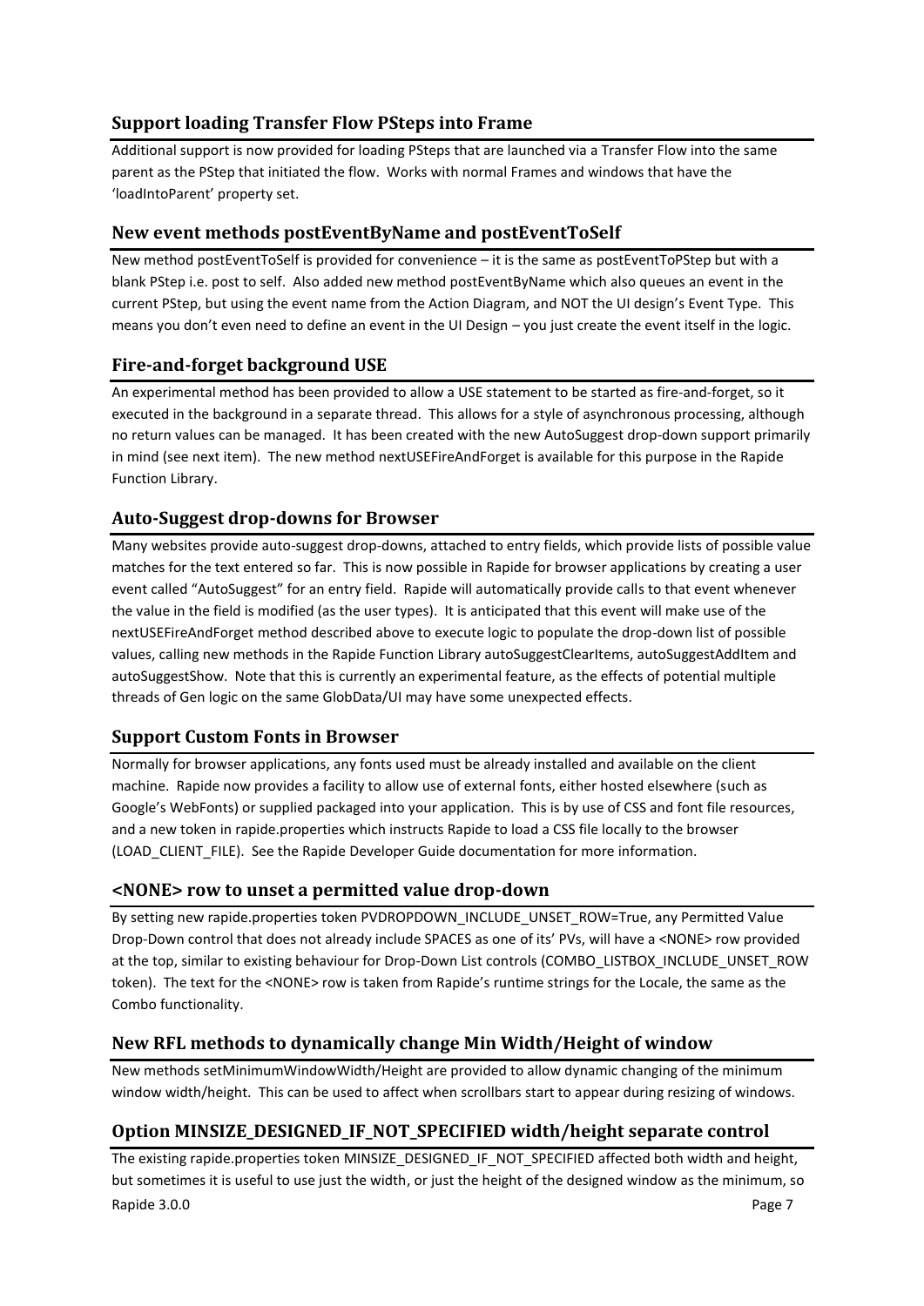## Support loading Transfer Flow PSteps into Frame

Additional support is now provided for loading PSteps that are launched via a Transfer Flow into the same parent as the PStep that initiated the flow. Works with normal Frames and windows that have the 'loadIntoParent' property set.

## New event methods postEventByName and postEventToSelf

New method postEventToSelf is provided for convenience – it is the same as postEventToPStep but with a blank PStep i.e. post to self. Also added new method postEventByName which also queues an event in the current PStep, but using the event name from the Action Diagram, and NOT the UI design's Event Type. This means you don't even need to define an event in the UI Design – you just create the event itself in the logic.

## Fire-and-forget background USE

An experimental method has been provided to allow a USE statement to be started as fire-and-forget, so it executed in the background in a separate thread. This allows for a style of asynchronous processing, although no return values can be managed. It has been created with the new AutoSuggest drop-down support primarily in mind (see next item). The new method nextUSEFireAndForget is available for this purpose in the Rapide Function Library.

## Auto-Suggest drop-downs for Browser

Many websites provide auto-suggest drop-downs, attached to entry fields, which provide lists of possible value matches for the text entered so far. This is now possible in Rapide for browser applications by creating a user event called "AutoSuggest" for an entry field. Rapide will automatically provide calls to that event whenever the value in the field is modified (as the user types). It is anticipated that this event will make use of the nextUSEFireAndForget method described above to execute logic to populate the drop-down list of possible values, calling new methods in the Rapide Function Library autoSuggestClearItems, autoSuggestAddItem and autoSuggestShow. Note that this is currently an experimental feature, as the effects of potential multiple threads of Gen logic on the same GlobData/UI may have some unexpected effects.

## Support Custom Fonts in Browser

Normally for browser applications, any fonts used must be already installed and available on the client machine. Rapide now provides a facility to allow use of external fonts, either hosted elsewhere (such as Google's WebFonts) or supplied packaged into your application. This is by use of CSS and font file resources, and a new token in rapide.properties which instructs Rapide to load a CSS file locally to the browser (LOAD_CLIENT_FILE). See the Rapide Developer Guide documentation for more information.

## <NONE> row to unset a permitted value drop-down

By setting new rapide.properties token PVDROPDOWN_INCLUDE_UNSET_ROW=True, any Permitted Value Drop-Down control that does not already include SPACES as one of its' PVs, will have a <NONE> row provided at the top, similar to existing behaviour for Drop-Down List controls (COMBO_LISTBOX_INCLUDE_UNSET_ROW token). The text for the <NONE> row is taken from Rapide's runtime strings for the Locale, the same as the Combo functionality.

## New RFL methods to dynamically change Min Width/Height of window

New methods setMinimumWindowWidth/Height are provided to allow dynamic changing of the minimum window width/height. This can be used to affect when scrollbars start to appear during resizing of windows.

## Option MINSIZE_DESIGNED_IF_NOT_SPECIFIED width/height separate control

The existing rapide.properties token MINSIZE_DESIGNED_IF_NOT_SPECIFIED affected both width and height, but sometimes it is useful to use just the width, or just the height of the designed window as the minimum, so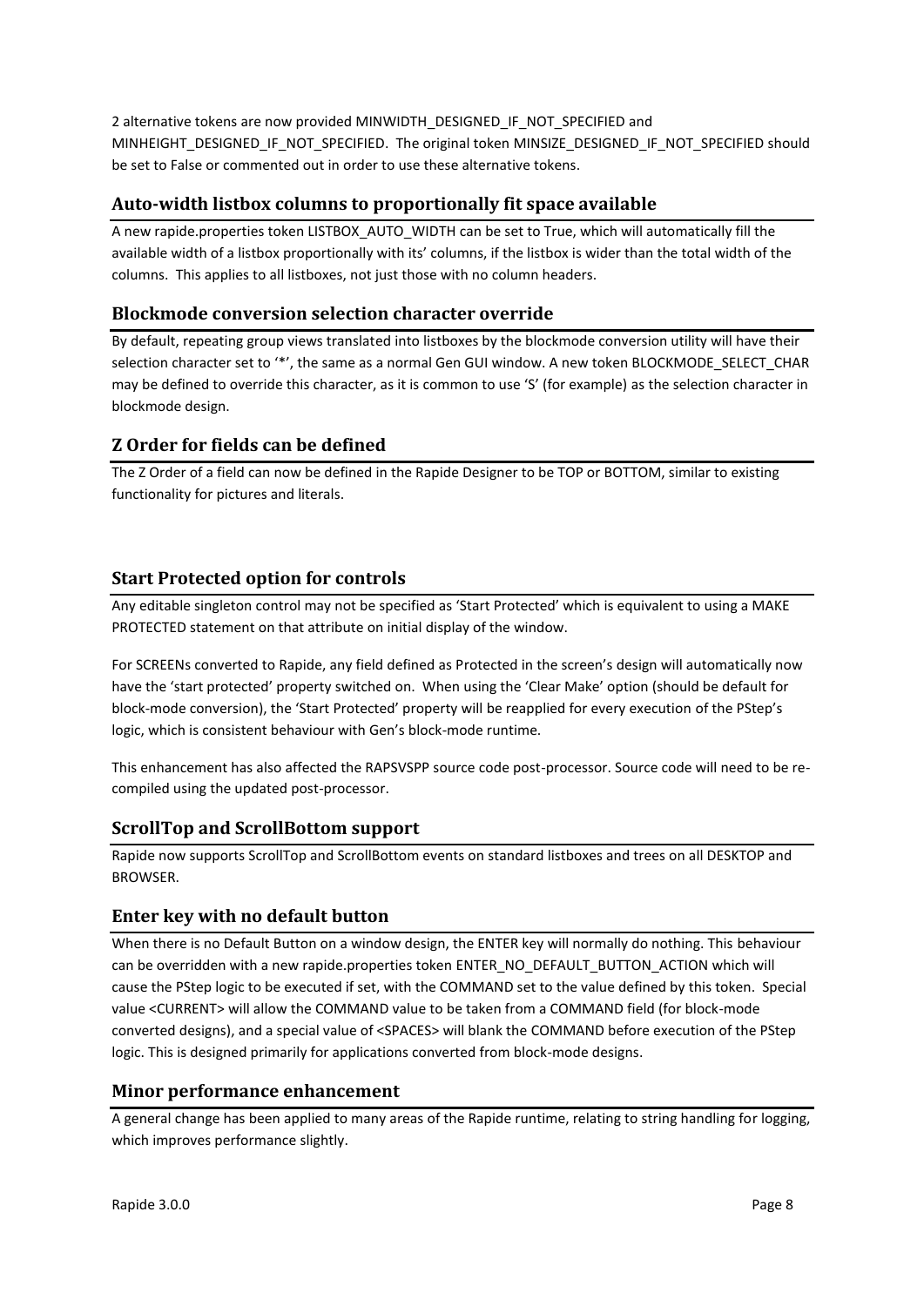2 alternative tokens are now provided MINWIDTH_DESIGNED_IF_NOT_SPECIFIED and MINHEIGHT_DESIGNED_IF_NOT_SPECIFIED. The original token MINSIZE_DESIGNED_IF_NOT_SPECIFIED should be set to False or commented out in order to use these alternative tokens.

## Auto-width listbox columns to proportionally fit space available

A new rapide.properties token LISTBOX_AUTO_WIDTH can be set to True, which will automatically fill the available width of a listbox proportionally with its' columns, if the listbox is wider than the total width of the columns. This applies to all listboxes, not just those with no column headers.

## Blockmode conversion selection character override

By default, repeating group views translated into listboxes by the blockmode conversion utility will have their selection character set to '*', the same as a normal Gen GUI window. A new token BLOCKMODE_SELECT_CHAR may be defined to override this character, as it is common to use 'S' (for example) as the selection character in blockmode design.

## Z Order for fields can be defined

The Z Order of a field can now be defined in the Rapide Designer to be TOP or BOTTOM, similar to existing functionality for pictures and literals.

## Start Protected option for controls

Any editable singleton control may not be specified as 'Start Protected' which is equivalent to using a MAKE PROTECTED statement on that attribute on initial display of the window.

For SCREENs converted to Rapide, any field defined as Protected in the screen's design will automatically now have the 'start protected' property switched on. When using the 'Clear Make' option (should be default for block-mode conversion), the 'Start Protected' property will be reapplied for every execution of the PStep's logic, which is consistent behaviour with Gen's block-mode runtime.

This enhancement has also affected the RAPSVSPP source code post-processor. Source code will need to be re-compiled using the updated post-processor.

## ScrollTop and ScrollBottom support

Rapide now supports ScrollTop and ScrollBottom events on standard listboxes and trees on all DESKTOP and BROWSER.

## Enter key with no default button

When there is no Default Button on a window design, the ENTER key will normally do nothing. This behaviour can be overridden with a new rapide.properties token ENTER_NO_DEFAULT_BUTTON_ACTION which will cause the PStep logic to be executed if set, with the COMMAND set to the value defined by this token. Special value <CURRENT> will allow the COMMAND value to be taken from a COMMAND field (for block-mode converted designs), and a special value of <SPACES> will blank the COMMAND before execution of the PStep logic. This is designed primarily for applications converted from block-mode designs.

## Minor performance enhancement

A general change has been applied to many areas of the Rapide runtime, relating to string handling for logging, which improves performance slightly.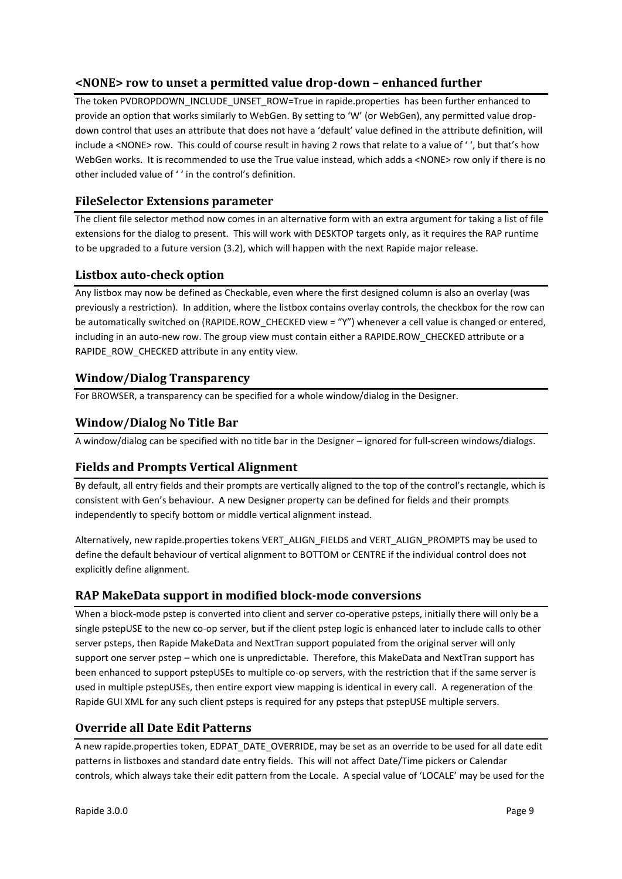## <NONE> row to unset a permitted value drop-down – enhanced further

The token PVDROPDOWN_INCLUDE_UNSET_ROW=True in rapide.properties has been further enhanced to provide an option that works similarly to WebGen. By setting to 'W' (or WebGen), any permitted value drop-down control that uses an attribute that does not have a 'default' value defined in the attribute definition, will include a <NONE> row. This could of course result in having 2 rows that relate to a value of ' ', but that's how WebGen works. It is recommended to use the True value instead, which adds a <NONE> row only if there is no other included value of ' ' in the control's definition.

## FileSelector Extensions parameter

The client file selector method now comes in an alternative form with an extra argument for taking a list of file extensions for the dialog to present. This will work with DESKTOP targets only, as it requires the RAP runtime to be upgraded to a future version (3.2), which will happen with the next Rapide major release.

## Listbox auto-check option

Any listbox may now be defined as Checkable, even where the first designed column is also an overlay (was previously a restriction). In addition, where the listbox contains overlay controls, the checkbox for the row can be automatically switched on (RAPIDE.ROW_CHECKED view = "Y") whenever a cell value is changed or entered, including in an auto-new row. The group view must contain either a RAPIDE.ROW_CHECKED attribute or a RAPIDE_ROW_CHECKED attribute in any entity view.

## Window/Dialog Transparency

For BROWSER, a transparency can be specified for a whole window/dialog in the Designer.

## Window/Dialog No Title Bar

A window/dialog can be specified with no title bar in the Designer – ignored for full-screen windows/dialogs.

## Fields and Prompts Vertical Alignment

By default, all entry fields and their prompts are vertically aligned to the top of the control's rectangle, which is consistent with Gen's behaviour. A new Designer property can be defined for fields and their prompts independently to specify bottom or middle vertical alignment instead.

Alternatively, new rapide.properties tokens VERT_ALIGN_FIELDS and VERT_ALIGN_PROMPTS may be used to define the default behaviour of vertical alignment to BOTTOM or CENTRE if the individual control does not explicitly define alignment.

## RAP MakeData support in modified block-mode conversions

When a block-mode pstep is converted into client and server co-operative psteps, initially there will only be a single pstepUSE to the new co-op server, but if the client pstep logic is enhanced later to include calls to other server psteps, then Rapide MakeData and NextTran support populated from the original server will only support one server pstep – which one is unpredictable. Therefore, this MakeData and NextTran support has been enhanced to support pstepUSEs to multiple co-op servers, with the restriction that if the same server is used in multiple pstepUSEs, then entire export view mapping is identical in every call. A regeneration of the Rapide GUI XML for any such client psteps is required for any psteps that pstepUSE multiple servers.

## Override all Date Edit Patterns

A new rapide.properties token, EDPAT_DATE_OVERRIDE, may be set as an override to be used for all date edit patterns in listboxes and standard date entry fields. This will not affect Date/Time pickers or Calendar controls, which always take their edit pattern from the Locale. A special value of 'LOCALE' may be used for the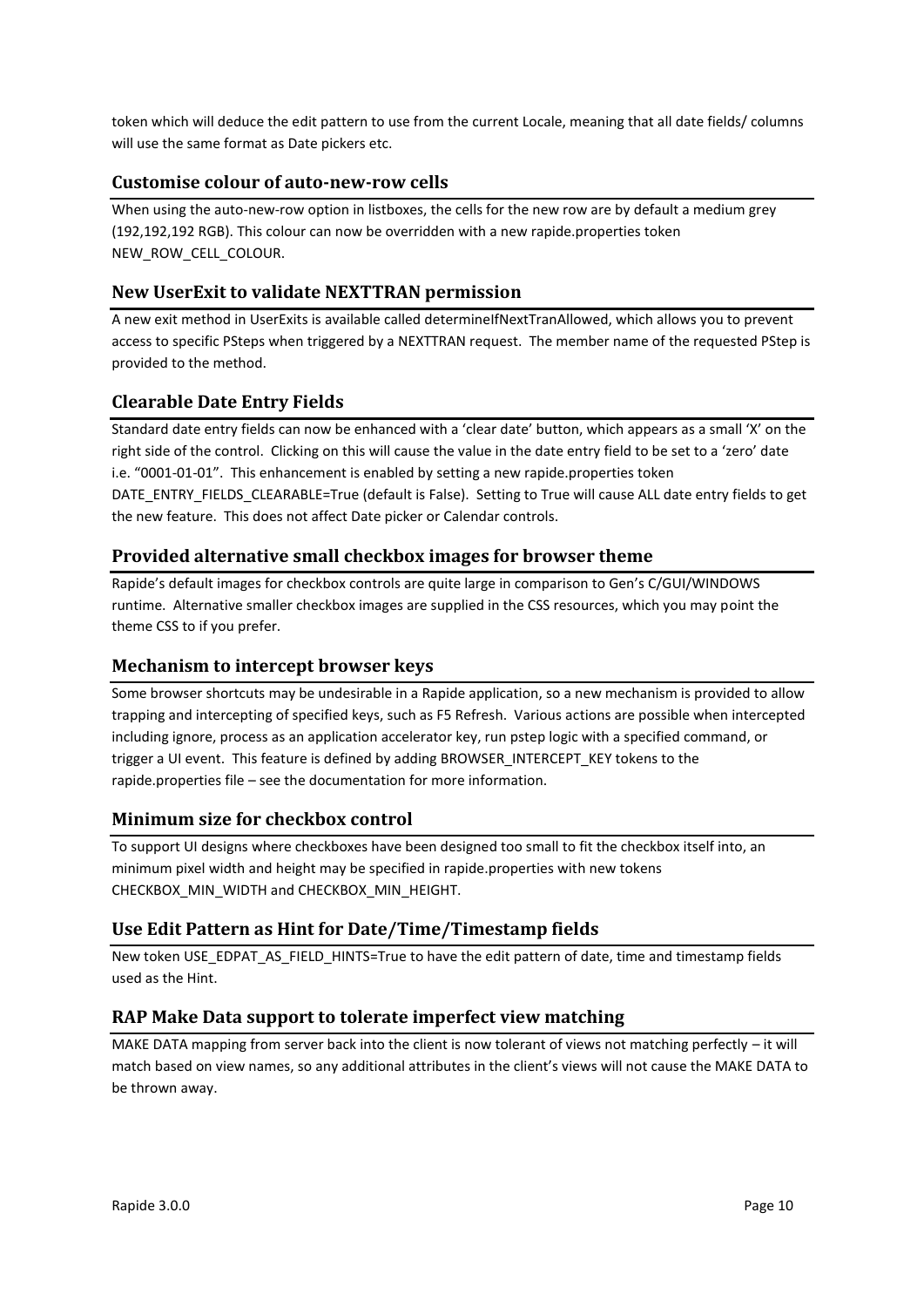token which will deduce the edit pattern to use from the current Locale, meaning that all date fields/ columns will use the same format as Date pickers etc.

### Customise colour of auto-new-row cells

When using the auto-new-row option in listboxes, the cells for the new row are by default a medium grey (192,192,192 RGB). This colour can now be overridden with a new rapide.properties token NEW_ROW_CELL_COLOUR.

### New UserExit to validate NEXTTRAN permission

A new exit method in UserExits is available called determineIfNextTranAllowed, which allows you to prevent access to specific PSteps when triggered by a NEXTTRAN request. The member name of the requested PStep is provided to the method.

### Clearable Date Entry Fields

Standard date entry fields can now be enhanced with a 'clear date' button, which appears as a small 'X' on the right side of the control. Clicking on this will cause the value in the date entry field to be set to a 'zero' date i.e. "0001-01-01". This enhancement is enabled by setting a new rapide.properties token DATE_ENTRY_FIELDS_CLEARABLE=True (default is False). Setting to True will cause ALL date entry fields to get the new feature. This does not affect Date picker or Calendar controls.

### Provided alternative small checkbox images for browser theme

Rapide's default images for checkbox controls are quite large in comparison to Gen's C/GUI/WINDOWS runtime. Alternative smaller checkbox images are supplied in the CSS resources, which you may point the theme CSS to if you prefer.

### Mechanism to intercept browser keys

Some browser shortcuts may be undesirable in a Rapide application, so a new mechanism is provided to allow trapping and intercepting of specified keys, such as F5 Refresh. Various actions are possible when intercepted including ignore, process as an application accelerator key, run pstep logic with a specified command, or trigger a UI event. This feature is defined by adding BROWSER_INTERCEPT_KEY tokens to the rapide.properties file – see the documentation for more information.

### Minimum size for checkbox control

To support UI designs where checkboxes have been designed too small to fit the checkbox itself into, an minimum pixel width and height may be specified in rapide.properties with new tokens CHECKBOX_MIN_WIDTH and CHECKBOX_MIN_HEIGHT.

### Use Edit Pattern as Hint for Date/Time/Timestamp fields

New token USE_EDPAT_AS_FIELD_HINTS=True to have the edit pattern of date, time and timestamp fields used as the Hint.

### RAP Make Data support to tolerate imperfect view matching

MAKE DATA mapping from server back into the client is now tolerant of views not matching perfectly – it will match based on view names, so any additional attributes in the client's views will not cause the MAKE DATA to be thrown away.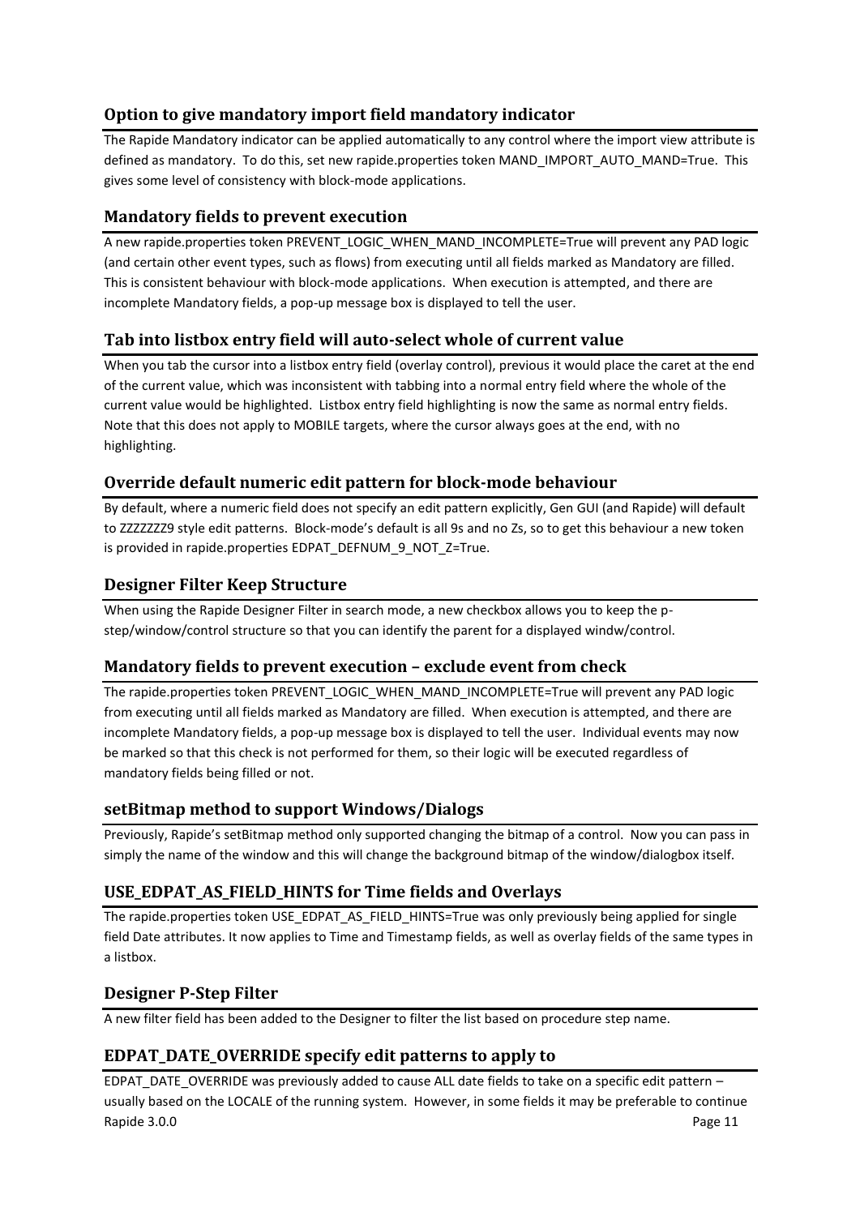### Option to give mandatory import field mandatory indicator

The Rapide Mandatory indicator can be applied automatically to any control where the import view attribute is defined as mandatory. To do this, set new rapide.properties token MAND_IMPORT_AUTO_MAND=True. This gives some level of consistency with block-mode applications.

### Mandatory fields to prevent execution

A new rapide.properties token PREVENT_LOGIC_WHEN_MAND_INCOMPLETE=True will prevent any PAD logic (and certain other event types, such as flows) from executing until all fields marked as Mandatory are filled. This is consistent behaviour with block-mode applications. When execution is attempted, and there are incomplete Mandatory fields, a pop-up message box is displayed to tell the user.

### Tab into listbox entry field will auto-select whole of current value

When you tab the cursor into a listbox entry field (overlay control), previous it would place the caret at the end of the current value, which was inconsistent with tabbing into a normal entry field where the whole of the current value would be highlighted. Listbox entry field highlighting is now the same as normal entry fields. Note that this does not apply to MOBILE targets, where the cursor always goes at the end, with no highlighting.

### Override default numeric edit pattern for block-mode behaviour

By default, where a numeric field does not specify an edit pattern explicitly, Gen GUI (and Rapide) will default to ZZZZZZZ9 style edit patterns. Block-mode's default is all 9s and no Zs, so to get this behaviour a new token is provided in rapide.properties EDPAT_DEFNUM_9_NOT_Z=True.

### Designer Filter Keep Structure

When using the Rapide Designer Filter in search mode, a new checkbox allows you to keep the p-step/window/control structure so that you can identify the parent for a displayed windw/control.

### Mandatory fields to prevent execution – exclude event from check

The rapide.properties token PREVENT_LOGIC_WHEN_MAND_INCOMPLETE=True will prevent any PAD logic from executing until all fields marked as Mandatory are filled. When execution is attempted, and there are incomplete Mandatory fields, a pop-up message box is displayed to tell the user. Individual events may now be marked so that this check is not performed for them, so their logic will be executed regardless of mandatory fields being filled or not.

### setBitmap method to support Windows/Dialogs

Previously, Rapide's setBitmap method only supported changing the bitmap of a control. Now you can pass in simply the name of the window and this will change the background bitmap of the window/dialogbox itself.

### USE_EDPAT_AS_FIELD_HINTS for Time fields and Overlays

The rapide.properties token USE_EDPAT_AS_FIELD_HINTS=True was only previously being applied for single field Date attributes. It now applies to Time and Timestamp fields, as well as overlay fields of the same types in a listbox.

### Designer P-Step Filter

A new filter field has been added to the Designer to filter the list based on procedure step name.

### EDPAT_DATE_OVERRIDE specify edit patterns to apply to

EDPAT_DATE_OVERRIDE was previously added to cause ALL date fields to take on a specific edit pattern – usually based on the LOCALE of the running system. However, in some fields it may be preferable to continue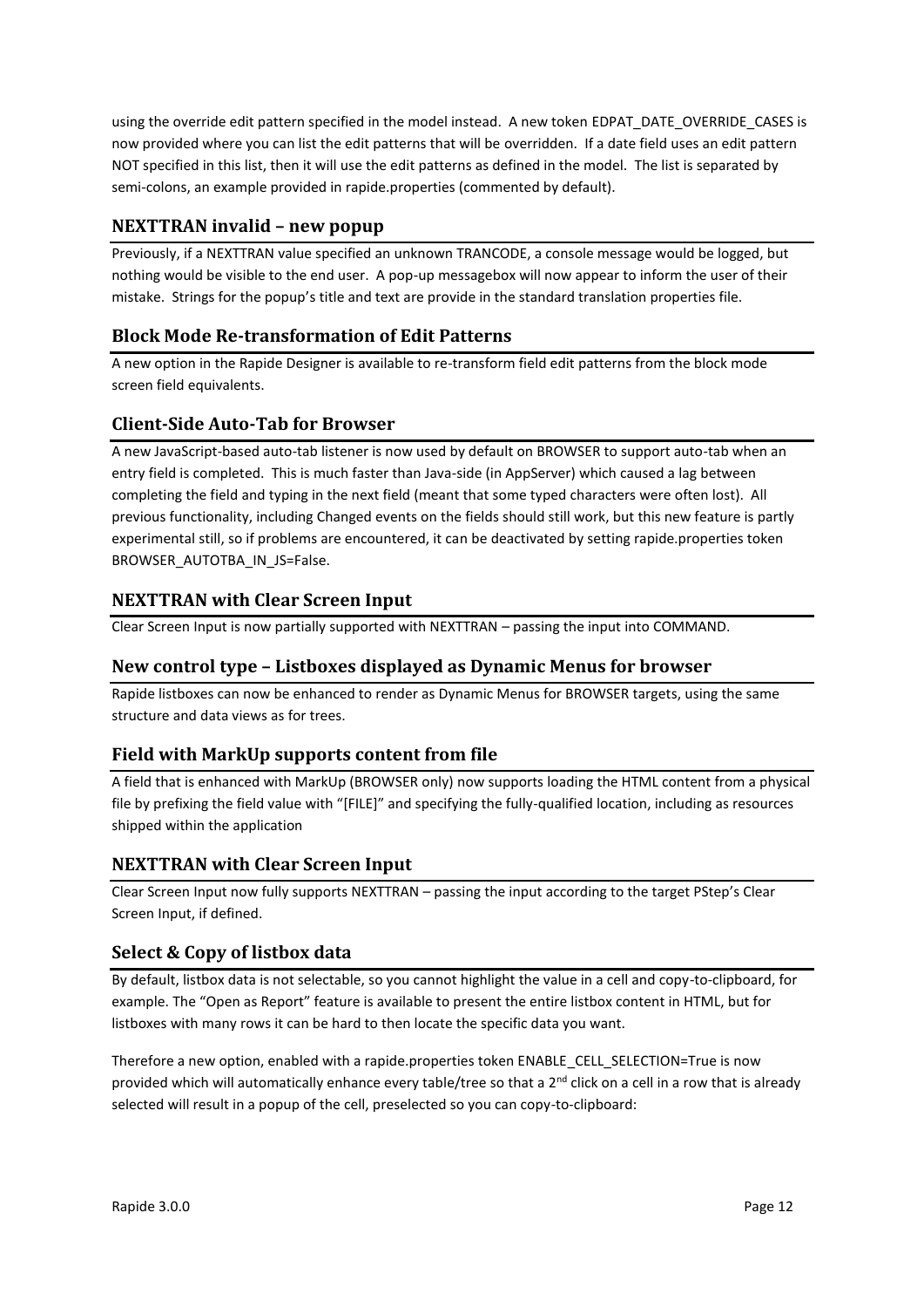using the override edit pattern specified in the model instead. A new token EDPAT_DATE_OVERRIDE_CASES is now provided where you can list the edit patterns that will be overridden. If a date field uses an edit pattern NOT specified in this list, then it will use the edit patterns as defined in the model. The list is separated by semi-colons, an example provided in rapide.properties (commented by default).

## NEXTTRAN invalid – new popup

Previously, if a NEXTTRAN value specified an unknown TRANCODE, a console message would be logged, but nothing would be visible to the end user. A pop-up messagebox will now appear to inform the user of their mistake. Strings for the popup's title and text are provide in the standard translation properties file.

## Block Mode Re-transformation of Edit Patterns

A new option in the Rapide Designer is available to re-transform field edit patterns from the block mode screen field equivalents.

## Client-Side Auto-Tab for Browser

A new JavaScript-based auto-tab listener is now used by default on BROWSER to support auto-tab when an entry field is completed. This is much faster than Java-side (in AppServer) which caused a lag between completing the field and typing in the next field (meant that some typed characters were often lost). All previous functionality, including Changed events on the fields should still work, but this new feature is partly experimental still, so if problems are encountered, it can be deactivated by setting rapide.properties token BROWSER_AUTOTBA_IN_JS=False.

## NEXTTRAN with Clear Screen Input

Clear Screen Input is now partially supported with NEXTTRAN – passing the input into COMMAND.

## New control type – Listboxes displayed as Dynamic Menus for browser

Rapide listboxes can now be enhanced to render as Dynamic Menus for BROWSER targets, using the same structure and data views as for trees.

## Field with MarkUp supports content from file

A field that is enhanced with MarkUp (BROWSER only) now supports loading the HTML content from a physical file by prefixing the field value with "[FILE]" and specifying the fully-qualified location, including as resources shipped within the application

## NEXTTRAN with Clear Screen Input

Clear Screen Input now fully supports NEXTTRAN – passing the input according to the target PStep's Clear Screen Input, if defined.

## Select & Copy of listbox data

By default, listbox data is not selectable, so you cannot highlight the value in a cell and copy-to-clipboard, for example. The "Open as Report" feature is available to present the entire listbox content in HTML, but for listboxes with many rows it can be hard to then locate the specific data you want.

Therefore a new option, enabled with a rapide.properties token ENABLE_CELL_SELECTION=True is now provided which will automatically enhance every table/tree so that a 2nd click on a cell in a row that is already selected will result in a popup of the cell, preselected so you can copy-to-clipboard: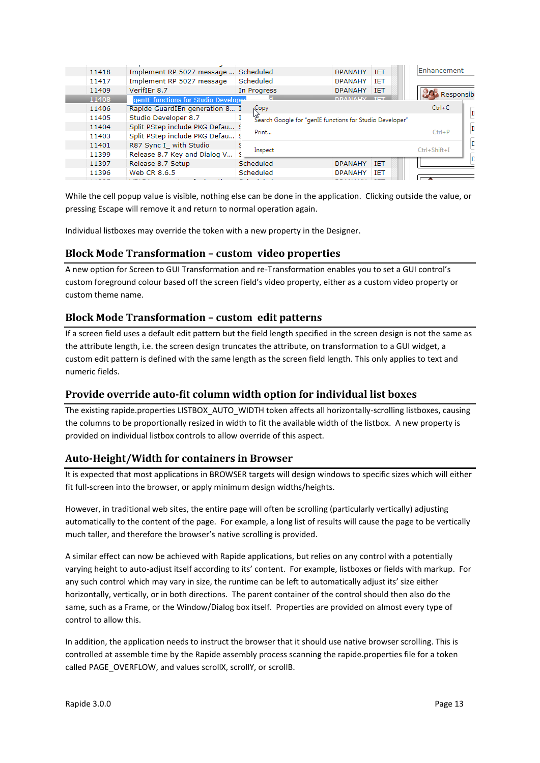While the cell popup value is visible, nothing else can be done in the application. Clicking outside the value, or pressing Escape will remove it and return to normal operation again.

Individual listboxes may override the token with a new property in the Designer.

## Block Mode Transformation – custom video properties

A new option for Screen to GUI Transformation and re-Transformation enables you to set a GUI control's custom foreground colour based off the screen field's video property, either as a custom video property or custom theme name.

## Block Mode Transformation – custom edit patterns

If a screen field uses a default edit pattern but the field length specified in the screen design is not the same as the attribute length, i.e. the screen design truncates the attribute, on transformation to a GUI widget, a custom edit pattern is defined with the same length as the screen field length. This only applies to text and numeric fields.

## Provide override auto-fit column width option for individual list boxes

The existing rapide.properties LISTBOX_AUTO_WIDTH token affects all horizontally-scrolling listboxes, causing the columns to be proportionally resized in width to fit the available width of the listbox. A new property is provided on individual listbox controls to allow override of this aspect.

## Auto-Height/Width for containers in Browser

It is expected that most applications in BROWSER targets will design windows to specific sizes which will either fit full-screen into the browser, or apply minimum design widths/heights.

However, in traditional web sites, the entire page will often be scrolling (particularly vertically) adjusting automatically to the content of the page. For example, a long list of results will cause the page to be vertically much taller, and therefore the browser's native scrolling is provided.

A similar effect can now be achieved with Rapide applications, but relies on any control with a potentially varying height to auto-adjust itself according to its' content. For example, listboxes or fields with markup. For any such control which may vary in size, the runtime can be left to automatically adjust its' size either horizontally, vertically, or in both directions. The parent container of the control should then also do the same, such as a Frame, or the Window/Dialog box itself. Properties are provided on almost every type of control to allow this.

In addition, the application needs to instruct the browser that it should use native browser scrolling. This is controlled at assemble time by the Rapide assembly process scanning the rapide.properties file for a token called PAGE_OVERFLOW, and values scrollX, scrollY, or scrollB.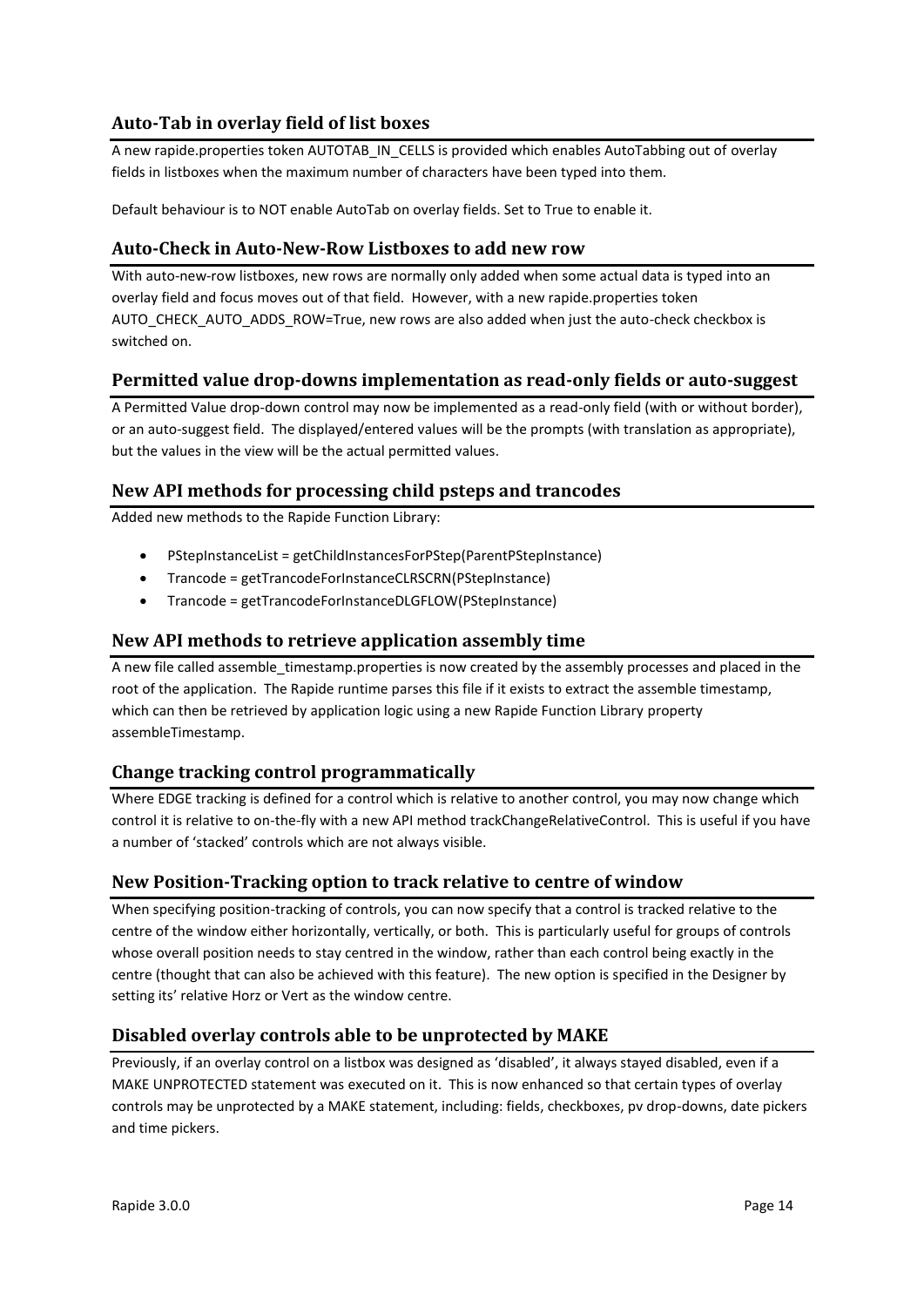### Auto-Tab in overlay field of list boxes

A new rapide.properties token AUTOTAB_IN_CELLS is provided which enables AutoTabbing out of overlay fields in listboxes when the maximum number of characters have been typed into them.

Default behaviour is to NOT enable AutoTab on overlay fields. Set to True to enable it.

### Auto-Check in Auto-New-Row Listboxes to add new row

With auto-new-row listboxes, new rows are normally only added when some actual data is typed into an overlay field and focus moves out of that field. However, with a new rapide.properties token AUTO_CHECK_AUTO_ADDS_ROW=True, new rows are also added when just the auto-check checkbox is switched on.

### Permitted value drop-downs implementation as read-only fields or auto-suggest

A Permitted Value drop-down control may now be implemented as a read-only field (with or without border), or an auto-suggest field. The displayed/entered values will be the prompts (with translation as appropriate), but the values in the view will be the actual permitted values.

### New API methods for processing child psteps and trancodes

Added new methods to the Rapide Function Library:

- PStepInstanceList = getChildInstancesForPStep(ParentPStepInstance)
- Trancode = getTrancodeForInstanceCLRSCRN(PStepInstance)
- Trancode = getTrancodeForInstanceDLGFLOW(PStepInstance)

### New API methods to retrieve application assembly time

A new file called assemble_timestamp.properties is now created by the assembly processes and placed in the root of the application. The Rapide runtime parses this file if it exists to extract the assemble timestamp, which can then be retrieved by application logic using a new Rapide Function Library property assembleTimestamp.

### Change tracking control programmatically

Where EDGE tracking is defined for a control which is relative to another control, you may now change which control it is relative to on-the-fly with a new API method trackChangeRelativeControl. This is useful if you have a number of 'stacked' controls which are not always visible.

### New Position-Tracking option to track relative to centre of window

When specifying position-tracking of controls, you can now specify that a control is tracked relative to the centre of the window either horizontally, vertically, or both. This is particularly useful for groups of controls whose overall position needs to stay centred in the window, rather than each control being exactly in the centre (thought that can also be achieved with this feature). The new option is specified in the Designer by setting its' relative Horz or Vert as the window centre.

### Disabled overlay controls able to be unprotected by MAKE

Previously, if an overlay control on a listbox was designed as 'disabled', it always stayed disabled, even if a MAKE UNPROTECTED statement was executed on it. This is now enhanced so that certain types of overlay controls may be unprotected by a MAKE statement, including: fields, checkboxes, pv drop-downs, date pickers and time pickers.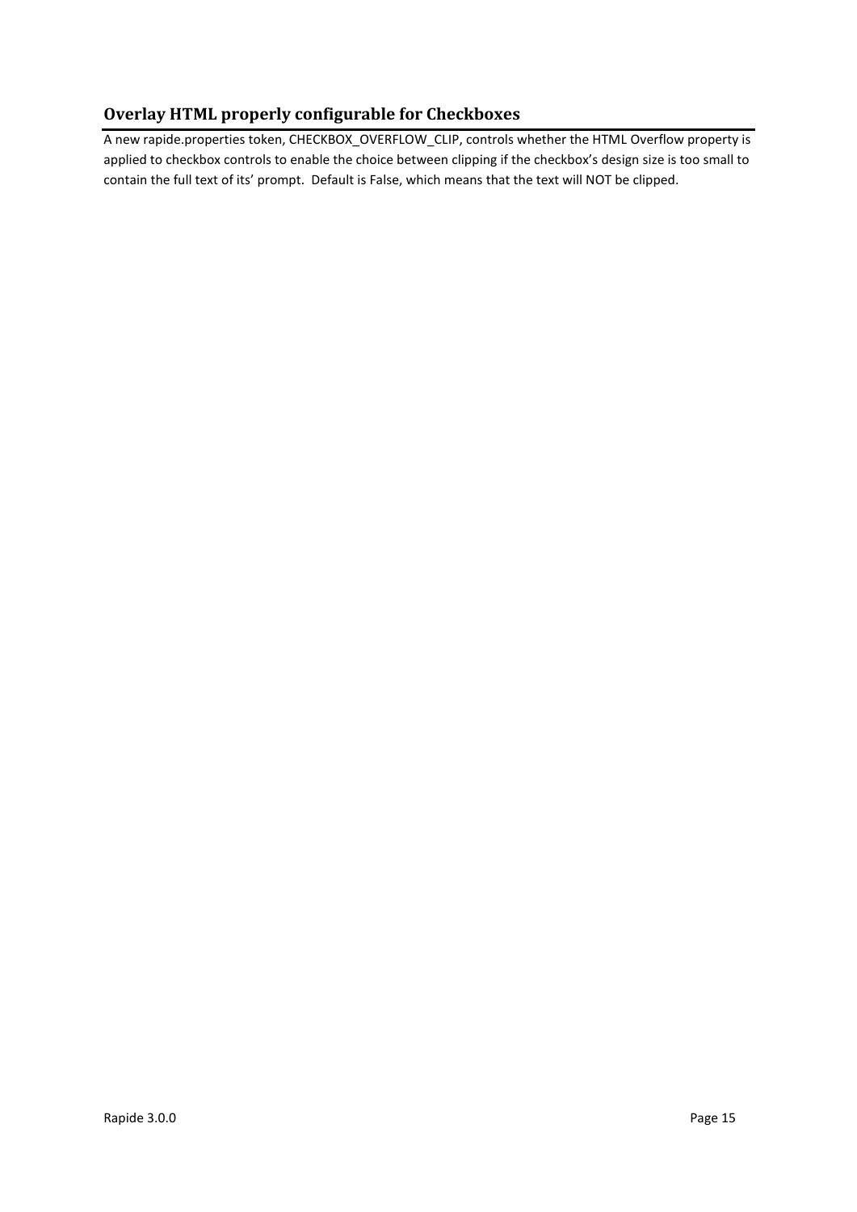## Overlay HTML properly configurable for Checkboxes

A new rapide.properties token, CHECKBOX_OVERFLOW_CLIP, controls whether the HTML Overflow property is applied to checkbox controls to enable the choice between clipping if the checkbox's design size is too small to contain the full text of its' prompt. Default is False, which means that the text will NOT be clipped.